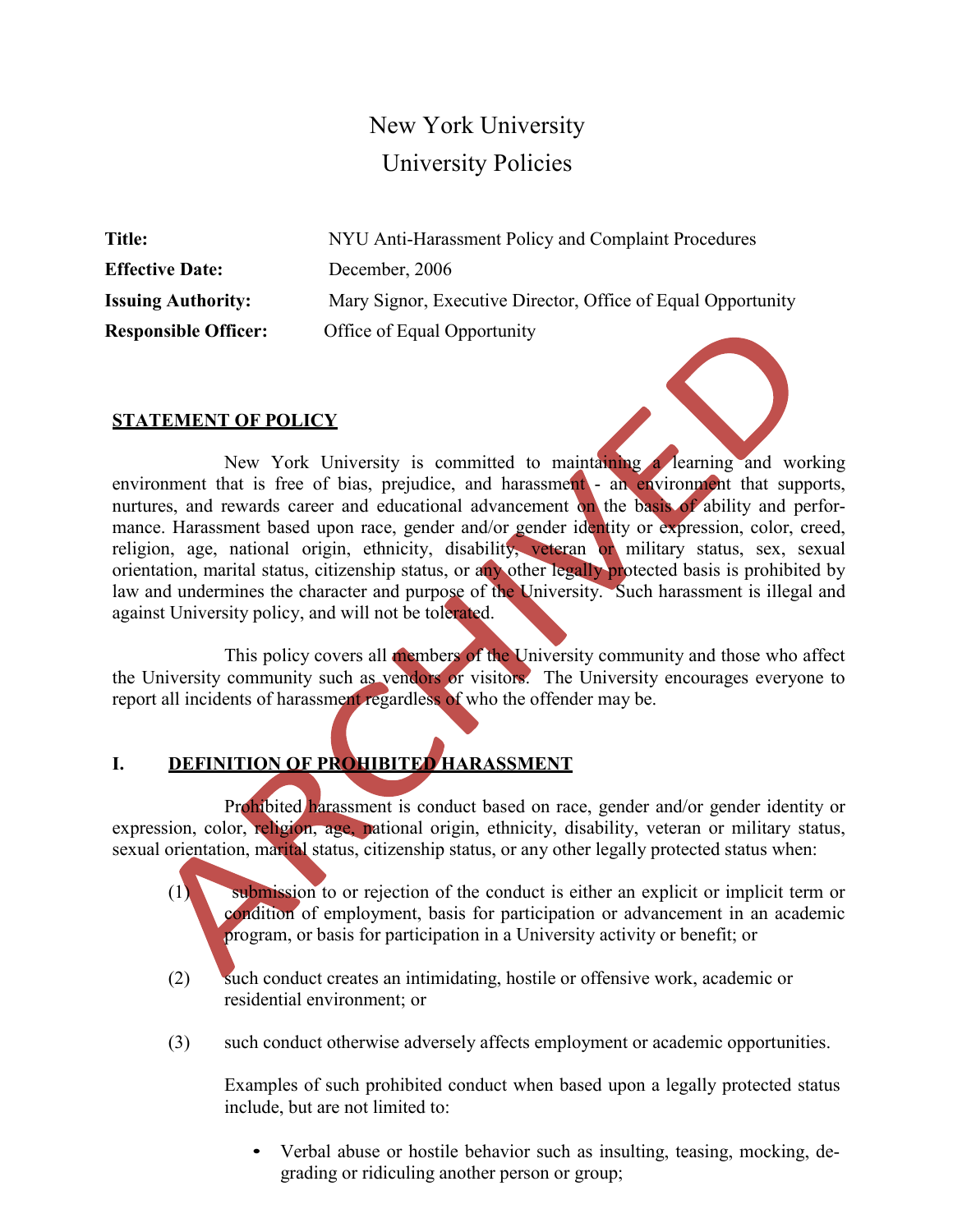# New York University
## University Policies

| | |
|---|---|
| **Title:** | NYU Anti-Harassment Policy and Complaint Procedures |
| **Effective Date:** | December, 2006 |
| **Issuing Authority:** | Mary Signor, Executive Director, Office of Equal Opportunity |
| **Responsible Officer:** | Office of Equal Opportunity |

ARCHIVED

**STATEMENT OF POLICY**

New York University is committed to maintaining a learning and working environment that is free of bias, prejudice, and harassment - an environment that supports, nurtures, and rewards career and educational advancement on the basis of ability and performance. Harassment based upon race, gender and/or gender identity or expression, color, creed, religion, age, national origin, ethnicity, disability, veteran or military status, sex, sexual orientation, marital status, citizenship status, or any other legally protected basis is prohibited by law and undermines the character and purpose of the University. Such harassment is illegal and against University policy, and will not be tolerated.

This policy covers all members of the University community and those who affect the University community such as vendors or visitors. The University encourages everyone to report all incidents of harassment regardless of who the offender may be.

## I. DEFINITION OF PROHIBITED HARASSMENT

Prohibited harassment is conduct based on race, gender and/or gender identity or expression, color, religion, age, national origin, ethnicity, disability, veteran or military status, sexual orientation, marital status, citizenship status, or any other legally protected status when:

(1) submission to or rejection of the conduct is either an explicit or implicit term or condition of employment, basis for participation or advancement in an academic program, or basis for participation in a University activity or benefit; or

(2) such conduct creates an intimidating, hostile or offensive work, academic or residential environment; or

(3) such conduct otherwise adversely affects employment or academic opportunities.

Examples of such prohibited conduct when based upon a legally protected status include, but are not limited to:

- Verbal abuse or hostile behavior such as insulting, teasing, mocking, degrading or ridiculing another person or group;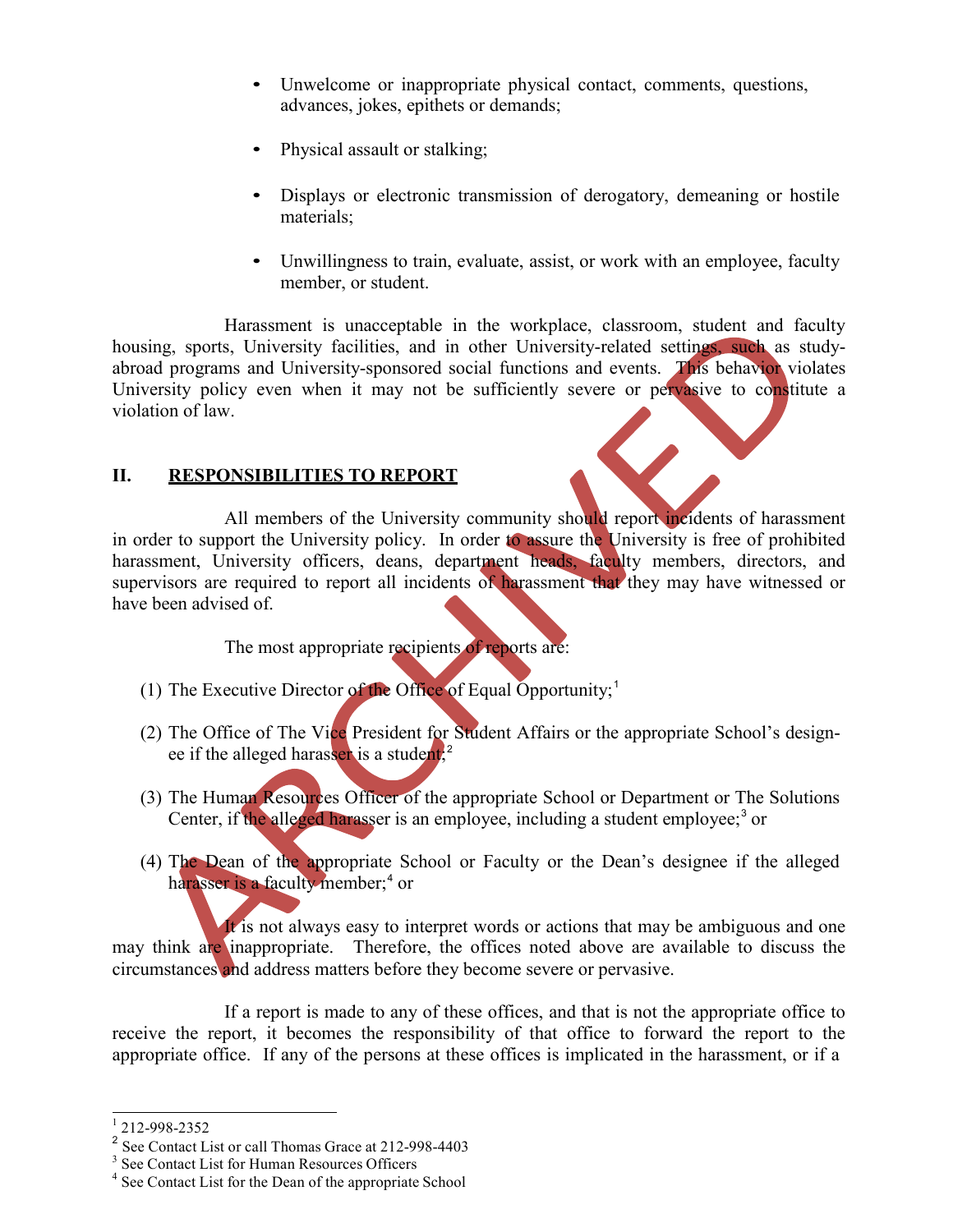- Unwelcome or inappropriate physical contact, comments, questions, advances, jokes, epithets or demands;

- Physical assault or stalking;

- Displays or electronic transmission of derogatory, demeaning or hostile materials;

- Unwillingness to train, evaluate, assist, or work with an employee, faculty member, or student.

Harassment is unacceptable in the workplace, classroom, student and faculty housing, sports, University facilities, and in other University-related settings, such as study-abroad programs and University-sponsored social functions and events. This behavior violates University policy even when it may not be sufficiently severe or pervasive to constitute a violation of law.

## II. RESPONSIBILITIES TO REPORT

All members of the University community should report incidents of harassment in order to support the University policy. In order to assure the University is free of prohibited harassment, University officers, deans, department heads, faculty members, directors, and supervisors are required to report all incidents of harassment that they may have witnessed or have been advised of.

The most appropriate recipients of reports are:

(1) The Executive Director of the Office of Equal Opportunity;[1]

(2) The Office of The Vice President for Student Affairs or the appropriate School's designee if the alleged harasser is a student;[2]

(3) The Human Resources Officer of the appropriate School or Department or The Solutions Center, if the alleged harasser is an employee, including a student employee;[3] or

(4) The Dean of the appropriate School or Faculty or the Dean's designee if the alleged harasser is a faculty member;[4] or

It is not always easy to interpret words or actions that may be ambiguous and one may think are inappropriate. Therefore, the offices noted above are available to discuss the circumstances and address matters before they become severe or pervasive.

If a report is made to any of these offices, and that is not the appropriate office to receive the report, it becomes the responsibility of that office to forward the report to the appropriate office. If any of the persons at these offices is implicated in the harassment, or if a

---

[1] 212-998-2352

[2] See Contact List or call Thomas Grace at 212-998-4403

[3] See Contact List for Human Resources Officers

[4] See Contact List for the Dean of the appropriate School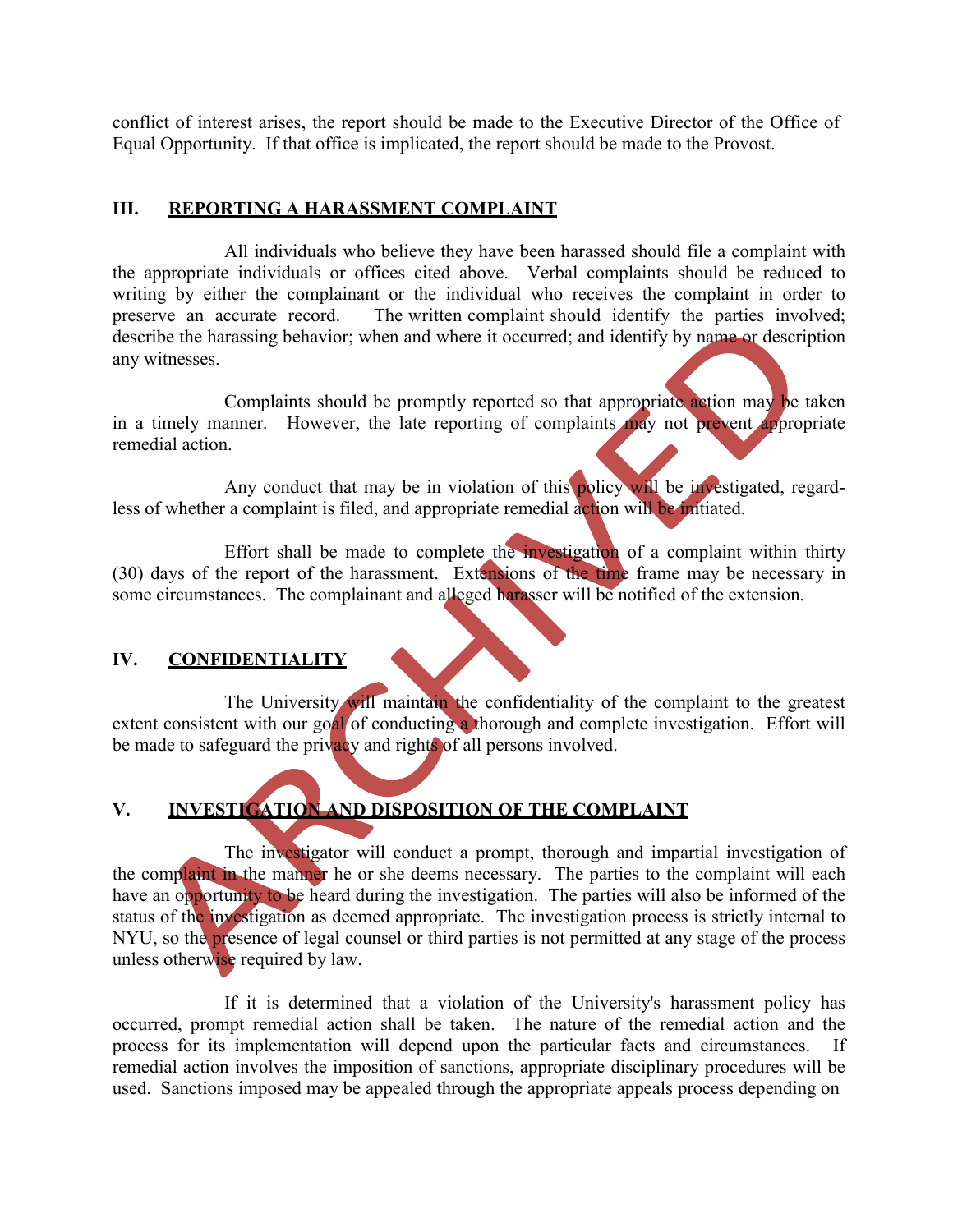conflict of interest arises, the report should be made to the Executive Director of the Office of Equal Opportunity. If that office is implicated, the report should be made to the Provost.

## III. REPORTING A HARASSMENT COMPLAINT

All individuals who believe they have been harassed should file a complaint with the appropriate individuals or offices cited above. Verbal complaints should be reduced to writing by either the complainant or the individual who receives the complaint in order to preserve an accurate record. The written complaint should identify the parties involved; describe the harassing behavior; when and where it occurred; and identify by name or description any witnesses.

Complaints should be promptly reported so that appropriate action may be taken in a timely manner. However, the late reporting of complaints may not prevent appropriate remedial action.

Any conduct that may be in violation of this policy will be investigated, regardless of whether a complaint is filed, and appropriate remedial action will be initiated.

Effort shall be made to complete the investigation of a complaint within thirty (30) days of the report of the harassment. Extensions of the time frame may be necessary in some circumstances. The complainant and alleged harasser will be notified of the extension.

## IV. CONFIDENTIALITY

The University will maintain the confidentiality of the complaint to the greatest extent consistent with our goal of conducting a thorough and complete investigation. Effort will be made to safeguard the privacy and rights of all persons involved.

## V. INVESTIGATION AND DISPOSITION OF THE COMPLAINT

The investigator will conduct a prompt, thorough and impartial investigation of the complaint in the manner he or she deems necessary. The parties to the complaint will each have an opportunity to be heard during the investigation. The parties will also be informed of the status of the investigation as deemed appropriate. The investigation process is strictly internal to NYU, so the presence of legal counsel or third parties is not permitted at any stage of the process unless otherwise required by law.

If it is determined that a violation of the University's harassment policy has occurred, prompt remedial action shall be taken. The nature of the remedial action and the process for its implementation will depend upon the particular facts and circumstances. If remedial action involves the imposition of sanctions, appropriate disciplinary procedures will be used. Sanctions imposed may be appealed through the appropriate appeals process depending on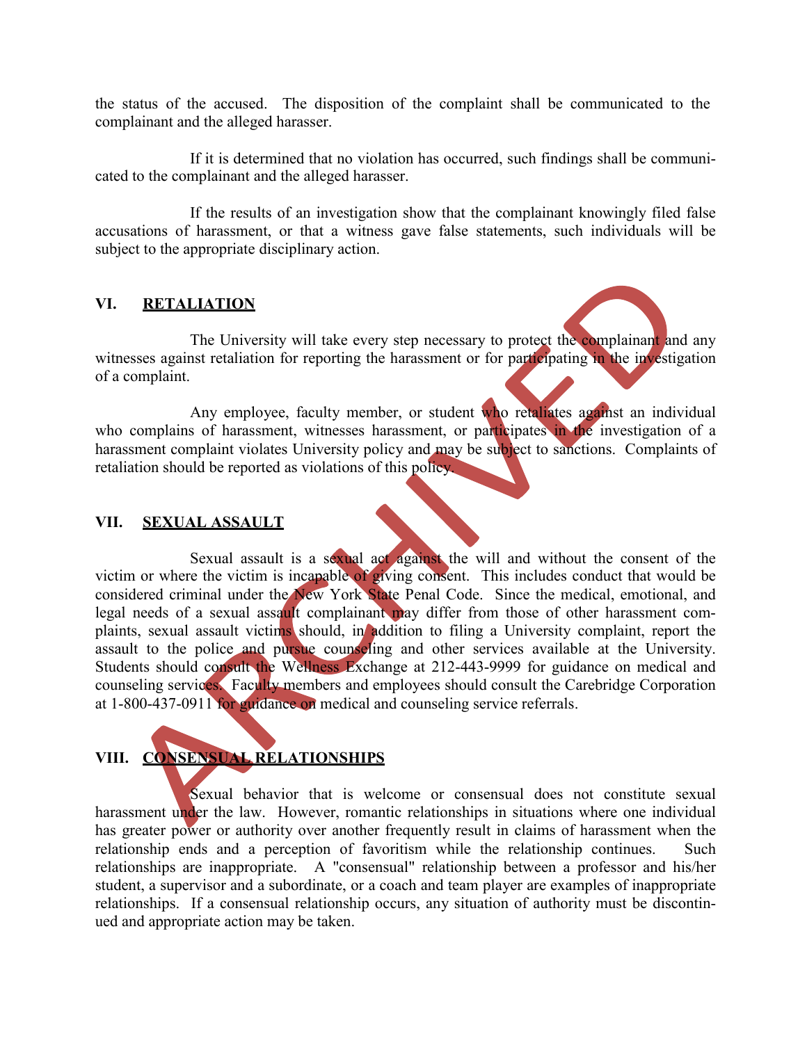the status of the accused. The disposition of the complaint shall be communicated to the complainant and the alleged harasser.

If it is determined that no violation has occurred, such findings shall be communicated to the complainant and the alleged harasser.

If the results of an investigation show that the complainant knowingly filed false accusations of harassment, or that a witness gave false statements, such individuals will be subject to the appropriate disciplinary action.

## VI. RETALIATION

The University will take every step necessary to protect the complainant and any witnesses against retaliation for reporting the harassment or for participating in the investigation of a complaint.

Any employee, faculty member, or student who retaliates against an individual who complains of harassment, witnesses harassment, or participates in the investigation of a harassment complaint violates University policy and may be subject to sanctions. Complaints of retaliation should be reported as violations of this policy.

## VII. SEXUAL ASSAULT

Sexual assault is a sexual act against the will and without the consent of the victim or where the victim is incapable of giving consent. This includes conduct that would be considered criminal under the New York State Penal Code. Since the medical, emotional, and legal needs of a sexual assault complainant may differ from those of other harassment complaints, sexual assault victims should, in addition to filing a University complaint, report the assault to the police and pursue counseling and other services available at the University. Students should consult the Wellness Exchange at 212-443-9999 for guidance on medical and counseling services. Faculty members and employees should consult the Carebridge Corporation at 1-800-437-0911 for guidance on medical and counseling service referrals.

## VIII. CONSENSUAL RELATIONSHIPS

Sexual behavior that is welcome or consensual does not constitute sexual harassment under the law. However, romantic relationships in situations where one individual has greater power or authority over another frequently result in claims of harassment when the relationship ends and a perception of favoritism while the relationship continues. Such relationships are inappropriate. A "consensual" relationship between a professor and his/her student, a supervisor and a subordinate, or a coach and team player are examples of inappropriate relationships. If a consensual relationship occurs, any situation of authority must be discontinued and appropriate action may be taken.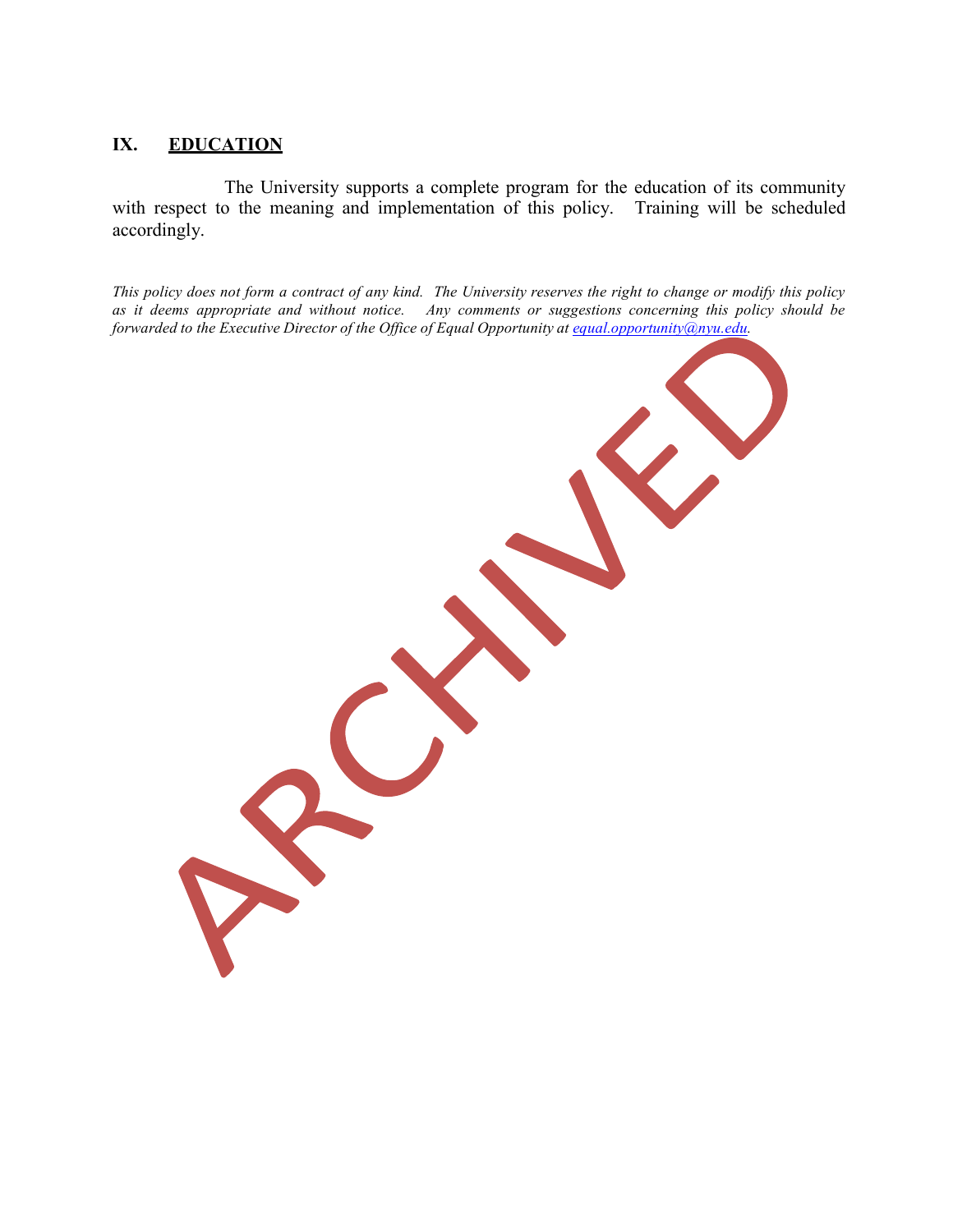## IX. EDUCATION

The University supports a complete program for the education of its community with respect to the meaning and implementation of this policy. Training will be scheduled accordingly.

*This policy does not form a contract of any kind. The University reserves the right to change or modify this policy as it deems appropriate and without notice. Any comments or suggestions concerning this policy should be forwarded to the Executive Director of the Office of Equal Opportunity at [equal.opportunity@nyu.edu](mailto:equal.opportunity@nyu.edu).*

ARCHIVED